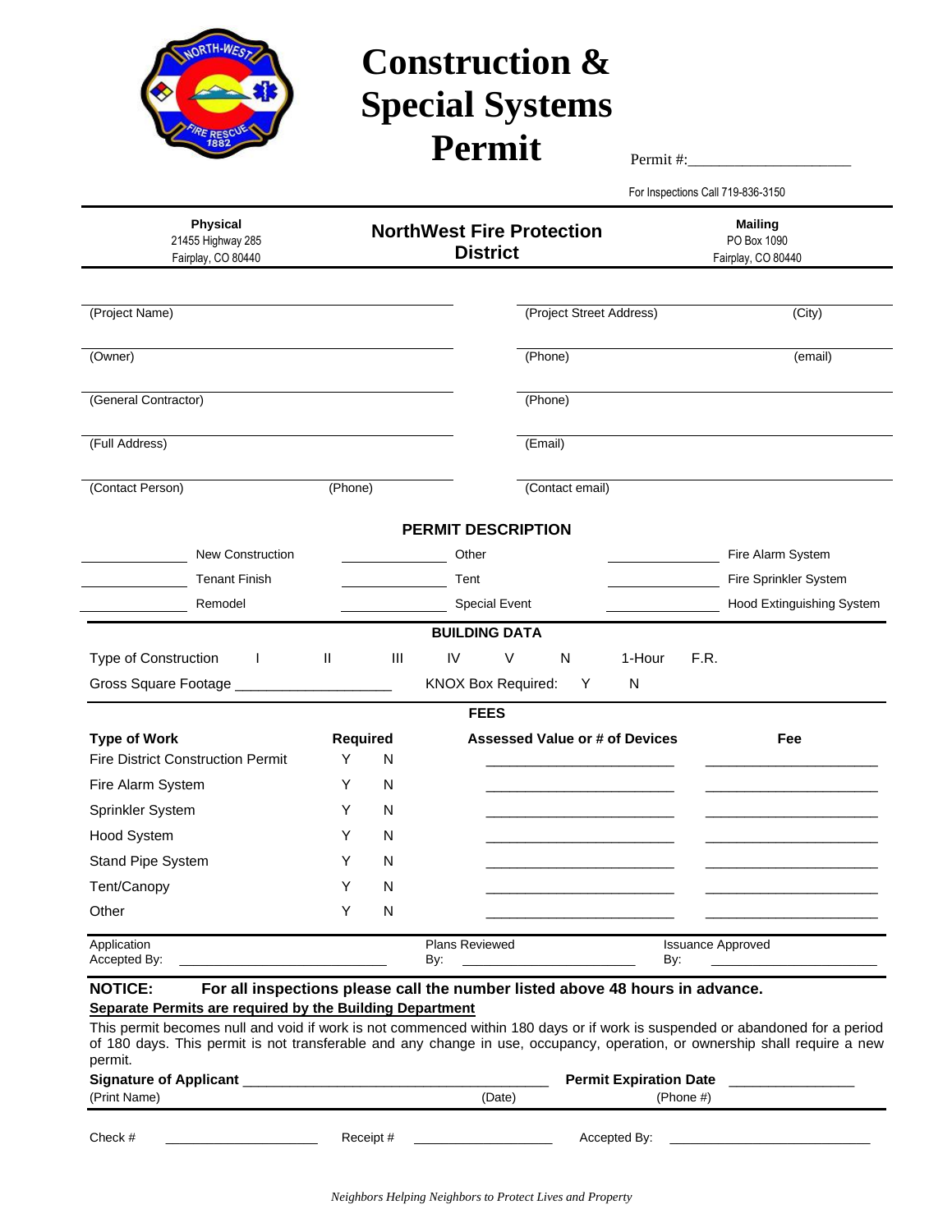# Construction & Special Systems Permit

Permit #:____________________

For Inspections Call 719-836-3150

| **Physical** | **NorthWest Fire Protection District** | **Mailing** |
|---|---|---|
| 21455 Highway 285 | | PO Box 1090 |
| Fairplay, CO 80440 | | Fairplay, CO 80440 |

(Project Name) ____________________ (Project Street Address) ____________________ (City)

(Owner) ____________________ (Phone) ____________________ (email)

(General Contractor) ____________________ (Phone)

(Full Address) ____________________ (Email)

(Contact Person) ____________________ (Phone) ____________________ (Contact email)

## PERMIT DESCRIPTION

| | | |
|---|---|---|
| _______ New Construction | _______ Other | _______ Fire Alarm System |
| _______ Tenant Finish | _______ Tent | _______ Fire Sprinkler System |
| _______ Remodel | _______ Special Event | _______ Hood Extinguishing System |

## BUILDING DATA

Type of Construction I II III IV V N 1-Hour F.R.

Gross Square Footage ____________________ KNOX Box Required: Y N

## FEES

| Type of Work | Required | Assessed Value or # of Devices | Fee |
|---|---|---|---|
| Fire District Construction Permit | Y N | ____________________ | ____________________ |
| Fire Alarm System | Y N | ____________________ | ____________________ |
| Sprinkler System | Y N | ____________________ | ____________________ |
| Hood System | Y N | ____________________ | ____________________ |
| Stand Pipe System | Y N | ____________________ | ____________________ |
| Tent/Canopy | Y N | ____________________ | ____________________ |
| Other | Y N | ____________________ | ____________________ |

Application Accepted By: ____________________ Plans Reviewed By: ____________________ Issuance Approved By: ____________________

**NOTICE: For all inspections please call the number listed above 48 hours in advance.**

**Separate Permits are required by the Building Department**

This permit becomes null and void if work is not commenced within 180 days or if work is suspended or abandoned for a period of 180 days. This permit is not transferable and any change in use, occupancy, operation, or ownership shall require a new permit.

**Signature of Applicant** ____________________ **Permit Expiration Date** ____________________

(Print Name) (Date) (Phone #)

Check # ____________________ Receipt # ____________________ Accepted By: ____________________

*Neighbors Helping Neighbors to Protect Lives and Property*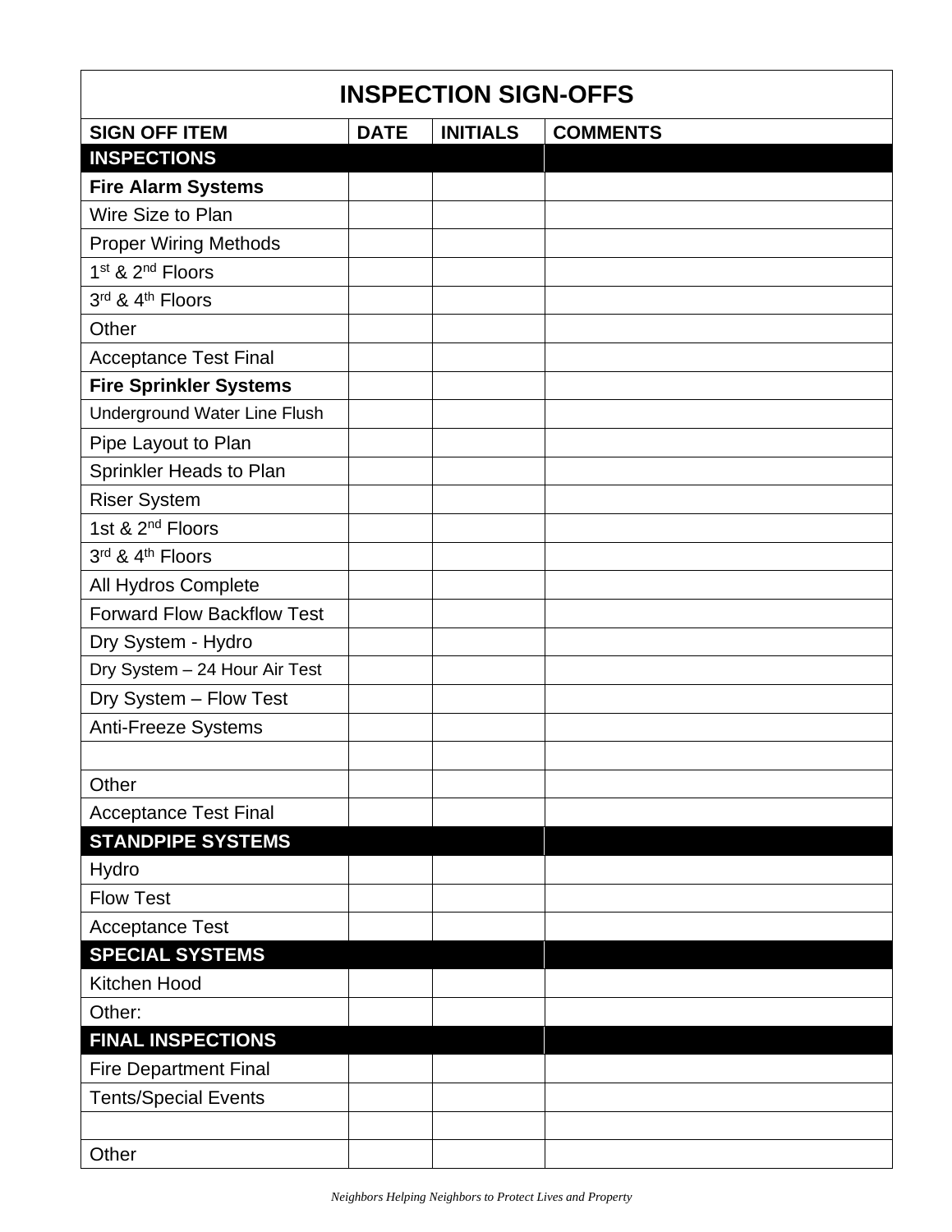| INSPECTION SIGN-OFFS | | | |
|---|---|---|---|
| **SIGN OFF ITEM** | **DATE** | **INITIALS** | **COMMENTS** |
| **INSPECTIONS** | | | |
| **Fire Alarm Systems** | | | |
| Wire Size to Plan | | | |
| Proper Wiring Methods | | | |
| 1st & 2nd Floors | | | |
| 3rd & 4th Floors | | | |
| Other | | | |
| Acceptance Test Final | | | |
| **Fire Sprinkler Systems** | | | |
| Underground Water Line Flush | | | |
| Pipe Layout to Plan | | | |
| Sprinkler Heads to Plan | | | |
| Riser System | | | |
| 1st & 2nd Floors | | | |
| 3rd & 4th Floors | | | |
| All Hydros Complete | | | |
| Forward Flow Backflow Test | | | |
| Dry System - Hydro | | | |
| Dry System – 24 Hour Air Test | | | |
| Dry System – Flow Test | | | |
| Anti-Freeze Systems | | | |
| | | | |
| Other | | | |
| Acceptance Test Final | | | |
| **STANDPIPE SYSTEMS** | | | |
| Hydro | | | |
| Flow Test | | | |
| Acceptance Test | | | |
| **SPECIAL SYSTEMS** | | | |
| Kitchen Hood | | | |
| Other: | | | |
| **FINAL INSPECTIONS** | | | |
| Fire Department Final | | | |
| Tents/Special Events | | | |
| | | | |
| Other | | | |

*Neighbors Helping Neighbors to Protect Lives and Property*